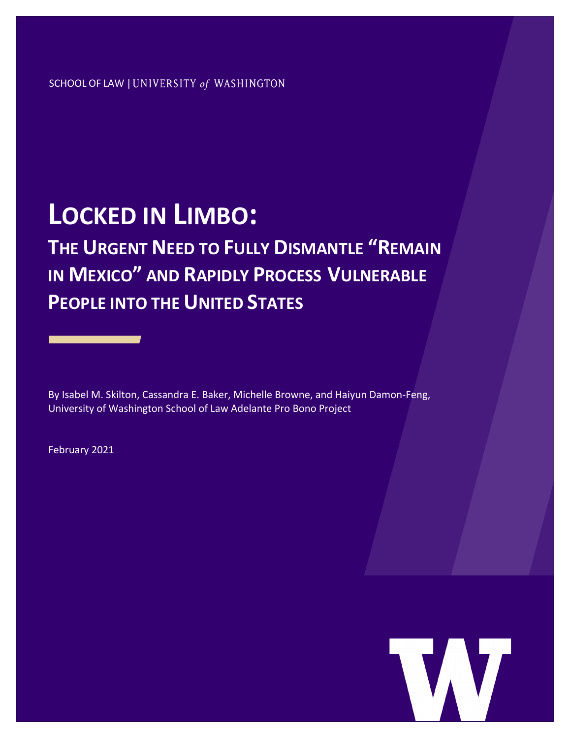SCHOOL OF LAW | UNIVERSITY *of* WASHINGTON

# LOCKED IN LIMBO:

## THE URGENT NEED TO FULLY DISMANTLE "REMAIN IN MEXICO" AND RAPIDLY PROCESS VULNERABLE PEOPLE INTO THE UNITED STATES

By Isabel M. Skilton, Cassandra E. Baker, Michelle Browne, and Haiyun Damon-Feng, University of Washington School of Law Adelante Pro Bono Project

February 2021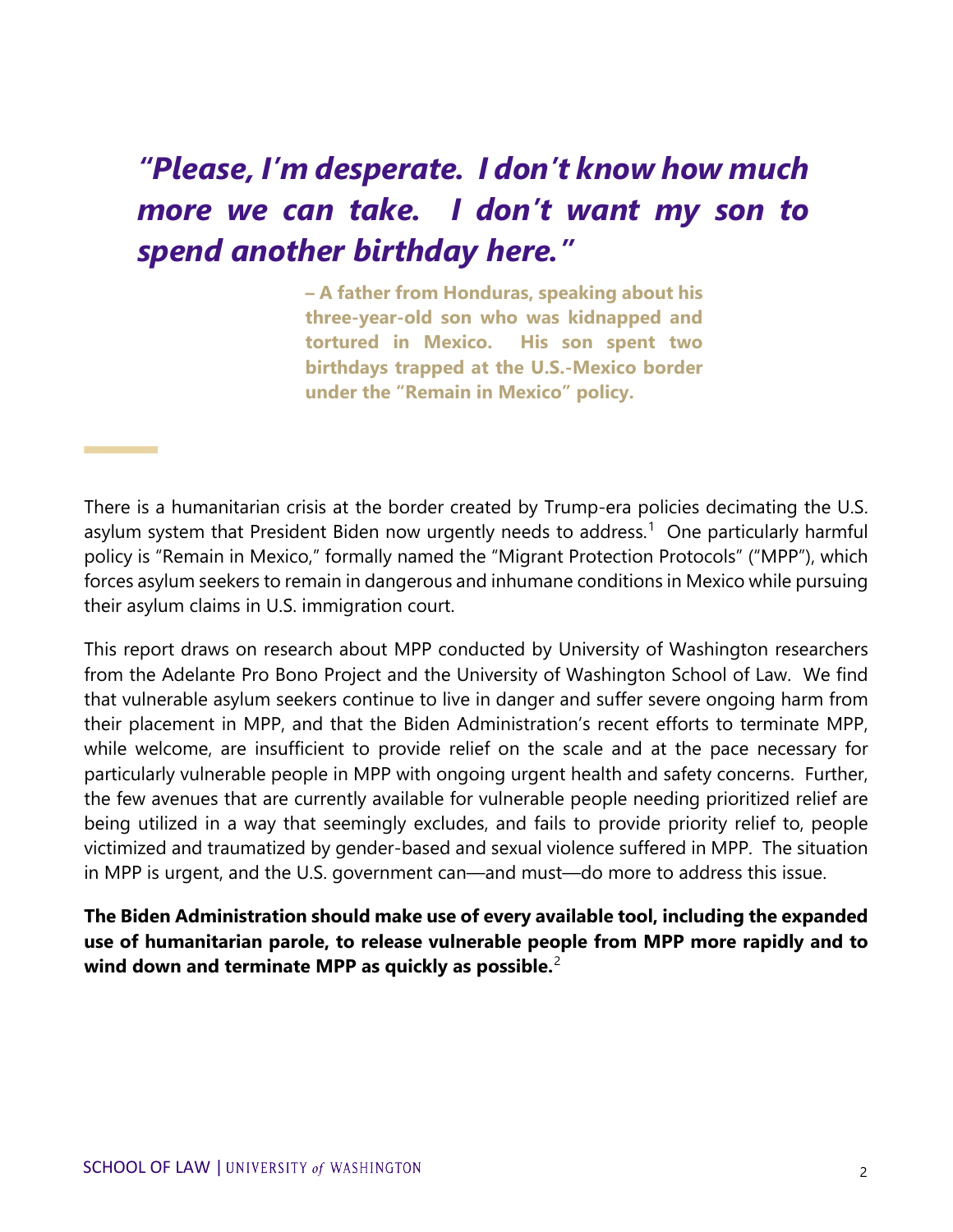***"Please, I'm desperate. I don't know how much more we can take. I don't want my son to spend another birthday here."***

**– A father from Honduras, speaking about his three-year-old son who was kidnapped and tortured in Mexico. His son spent two birthdays trapped at the U.S.-Mexico border under the "Remain in Mexico" policy.**

There is a humanitarian crisis at the border created by Trump-era policies decimating the U.S. asylum system that President Biden now urgently needs to address.[1] One particularly harmful policy is "Remain in Mexico," formally named the "Migrant Protection Protocols" ("MPP"), which forces asylum seekers to remain in dangerous and inhumane conditions in Mexico while pursuing their asylum claims in U.S. immigration court.

This report draws on research about MPP conducted by University of Washington researchers from the Adelante Pro Bono Project and the University of Washington School of Law. We find that vulnerable asylum seekers continue to live in danger and suffer severe ongoing harm from their placement in MPP, and that the Biden Administration's recent efforts to terminate MPP, while welcome, are insufficient to provide relief on the scale and at the pace necessary for particularly vulnerable people in MPP with ongoing urgent health and safety concerns. Further, the few avenues that are currently available for vulnerable people needing prioritized relief are being utilized in a way that seemingly excludes, and fails to provide priority relief to, people victimized and traumatized by gender-based and sexual violence suffered in MPP. The situation in MPP is urgent, and the U.S. government can—and must—do more to address this issue.

**The Biden Administration should make use of every available tool, including the expanded use of humanitarian parole, to release vulnerable people from MPP more rapidly and to wind down and terminate MPP as quickly as possible.**[2]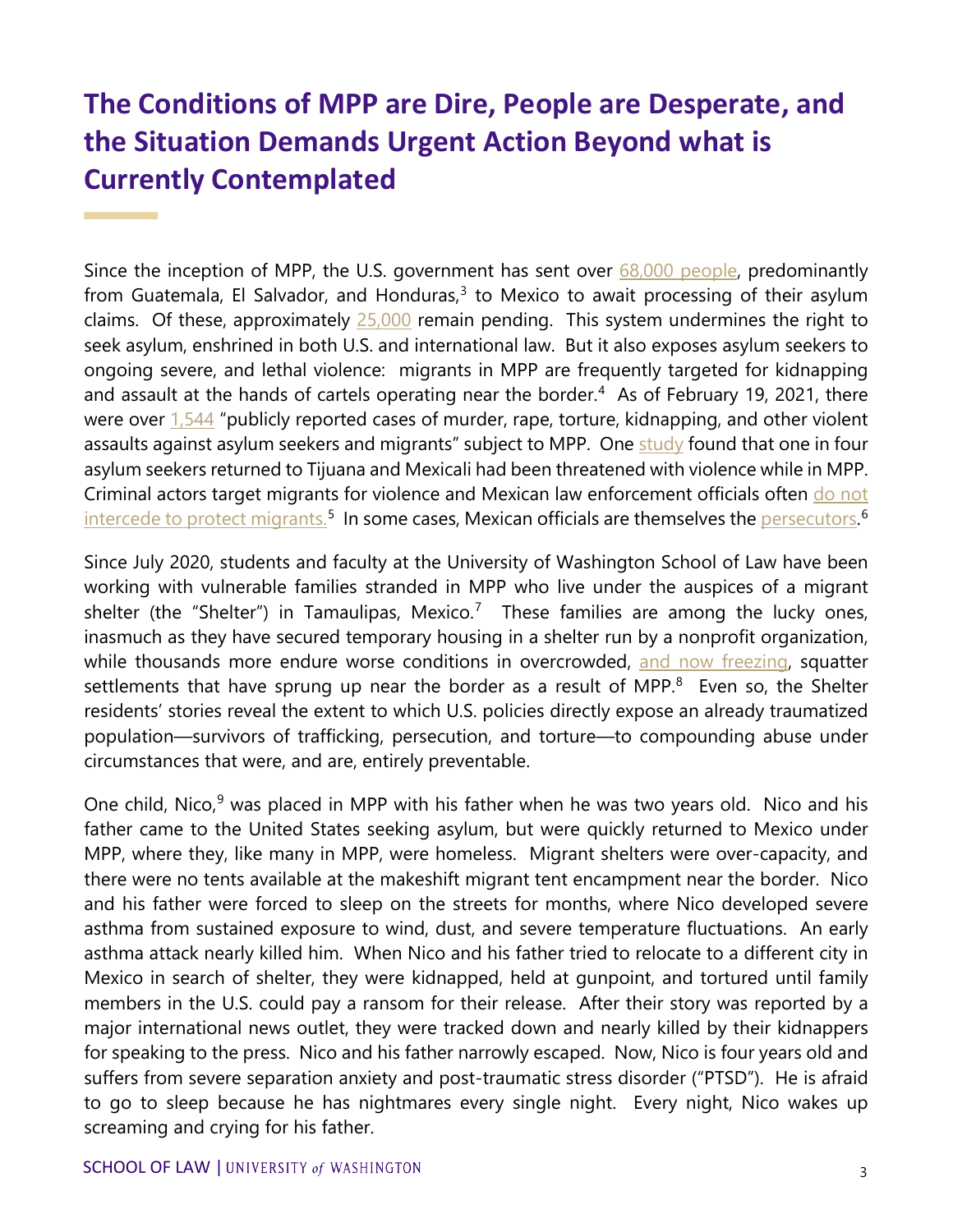# The Conditions of MPP are Dire, People are Desperate, and the Situation Demands Urgent Action Beyond what is Currently Contemplated

Since the inception of MPP, the U.S. government has sent over 68,000 people, predominantly from Guatemala, El Salvador, and Honduras,[3] to Mexico to await processing of their asylum claims. Of these, approximately 25,000 remain pending. This system undermines the right to seek asylum, enshrined in both U.S. and international law. But it also exposes asylum seekers to ongoing severe, and lethal violence: migrants in MPP are frequently targeted for kidnapping and assault at the hands of cartels operating near the border.[4] As of February 19, 2021, there were over 1,544 "publicly reported cases of murder, rape, torture, kidnapping, and other violent assaults against asylum seekers and migrants" subject to MPP. One study found that one in four asylum seekers returned to Tijuana and Mexicali had been threatened with violence while in MPP. Criminal actors target migrants for violence and Mexican law enforcement officials often do not intercede to protect migrants.[5] In some cases, Mexican officials are themselves the persecutors.[6]

Since July 2020, students and faculty at the University of Washington School of Law have been working with vulnerable families stranded in MPP who live under the auspices of a migrant shelter (the "Shelter") in Tamaulipas, Mexico.[7] These families are among the lucky ones, inasmuch as they have secured temporary housing in a shelter run by a nonprofit organization, while thousands more endure worse conditions in overcrowded, and now freezing, squatter settlements that have sprung up near the border as a result of MPP.[8] Even so, the Shelter residents' stories reveal the extent to which U.S. policies directly expose an already traumatized population—survivors of trafficking, persecution, and torture—to compounding abuse under circumstances that were, and are, entirely preventable.

One child, Nico,[9] was placed in MPP with his father when he was two years old. Nico and his father came to the United States seeking asylum, but were quickly returned to Mexico under MPP, where they, like many in MPP, were homeless. Migrant shelters were over-capacity, and there were no tents available at the makeshift migrant tent encampment near the border. Nico and his father were forced to sleep on the streets for months, where Nico developed severe asthma from sustained exposure to wind, dust, and severe temperature fluctuations. An early asthma attack nearly killed him. When Nico and his father tried to relocate to a different city in Mexico in search of shelter, they were kidnapped, held at gunpoint, and tortured until family members in the U.S. could pay a ransom for their release. After their story was reported by a major international news outlet, they were tracked down and nearly killed by their kidnappers for speaking to the press. Nico and his father narrowly escaped. Now, Nico is four years old and suffers from severe separation anxiety and post-traumatic stress disorder ("PTSD"). He is afraid to go to sleep because he has nightmares every single night. Every night, Nico wakes up screaming and crying for his father.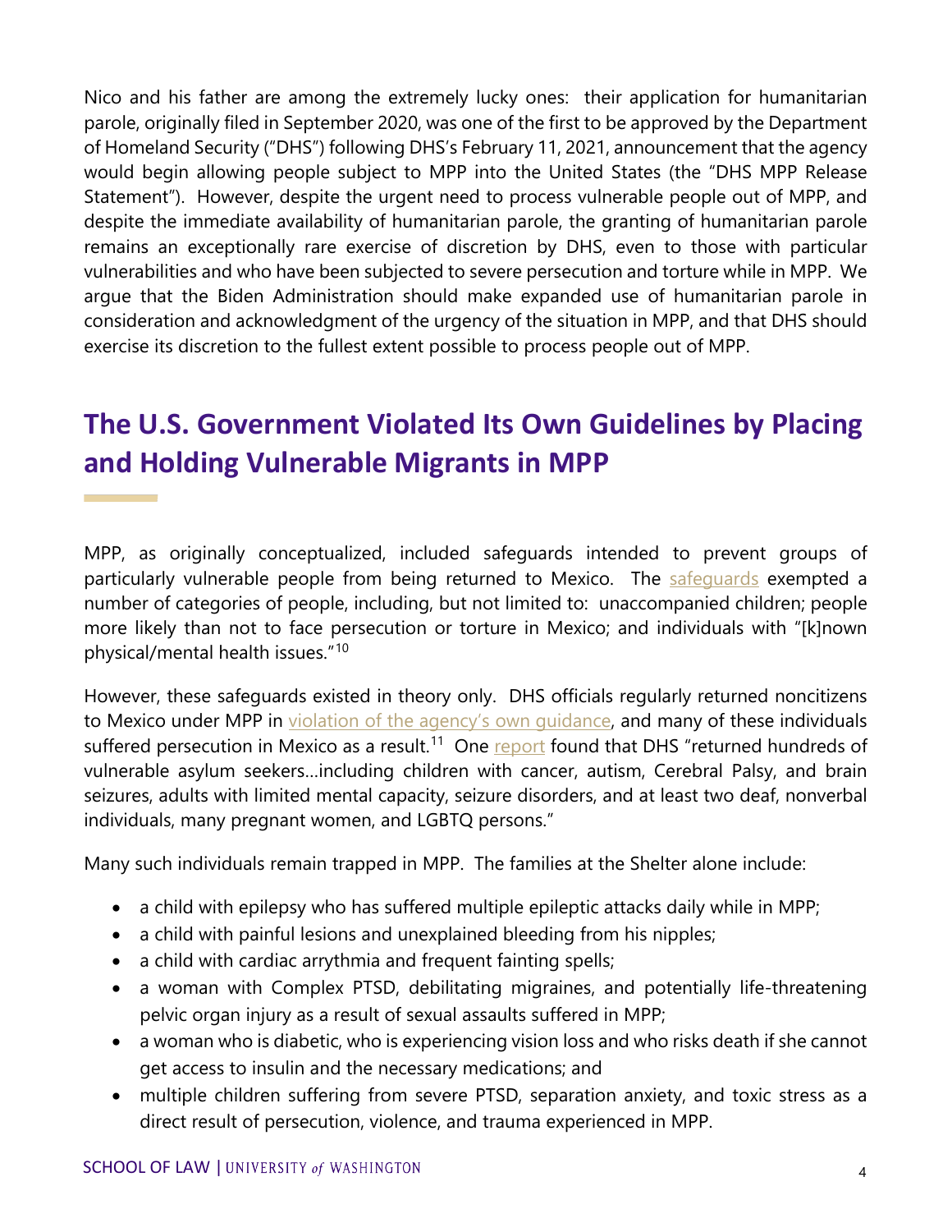Nico and his father are among the extremely lucky ones: their application for humanitarian parole, originally filed in September 2020, was one of the first to be approved by the Department of Homeland Security ("DHS") following DHS's February 11, 2021, announcement that the agency would begin allowing people subject to MPP into the United States (the "DHS MPP Release Statement"). However, despite the urgent need to process vulnerable people out of MPP, and despite the immediate availability of humanitarian parole, the granting of humanitarian parole remains an exceptionally rare exercise of discretion by DHS, even to those with particular vulnerabilities and who have been subjected to severe persecution and torture while in MPP. We argue that the Biden Administration should make expanded use of humanitarian parole in consideration and acknowledgment of the urgency of the situation in MPP, and that DHS should exercise its discretion to the fullest extent possible to process people out of MPP.

## The U.S. Government Violated Its Own Guidelines by Placing and Holding Vulnerable Migrants in MPP

MPP, as originally conceptualized, included safeguards intended to prevent groups of particularly vulnerable people from being returned to Mexico. The safeguards exempted a number of categories of people, including, but not limited to: unaccompanied children; people more likely than not to face persecution or torture in Mexico; and individuals with "[k]nown physical/mental health issues."[10]

However, these safeguards existed in theory only. DHS officials regularly returned noncitizens to Mexico under MPP in violation of the agency's own guidance, and many of these individuals suffered persecution in Mexico as a result.[11] One report found that DHS "returned hundreds of vulnerable asylum seekers…including children with cancer, autism, Cerebral Palsy, and brain seizures, adults with limited mental capacity, seizure disorders, and at least two deaf, nonverbal individuals, many pregnant women, and LGBTQ persons."

Many such individuals remain trapped in MPP. The families at the Shelter alone include:

- a child with epilepsy who has suffered multiple epileptic attacks daily while in MPP;
- a child with painful lesions and unexplained bleeding from his nipples;
- a child with cardiac arrythmia and frequent fainting spells;
- a woman with Complex PTSD, debilitating migraines, and potentially life-threatening pelvic organ injury as a result of sexual assaults suffered in MPP;
- a woman who is diabetic, who is experiencing vision loss and who risks death if she cannot get access to insulin and the necessary medications; and
- multiple children suffering from severe PTSD, separation anxiety, and toxic stress as a direct result of persecution, violence, and trauma experienced in MPP.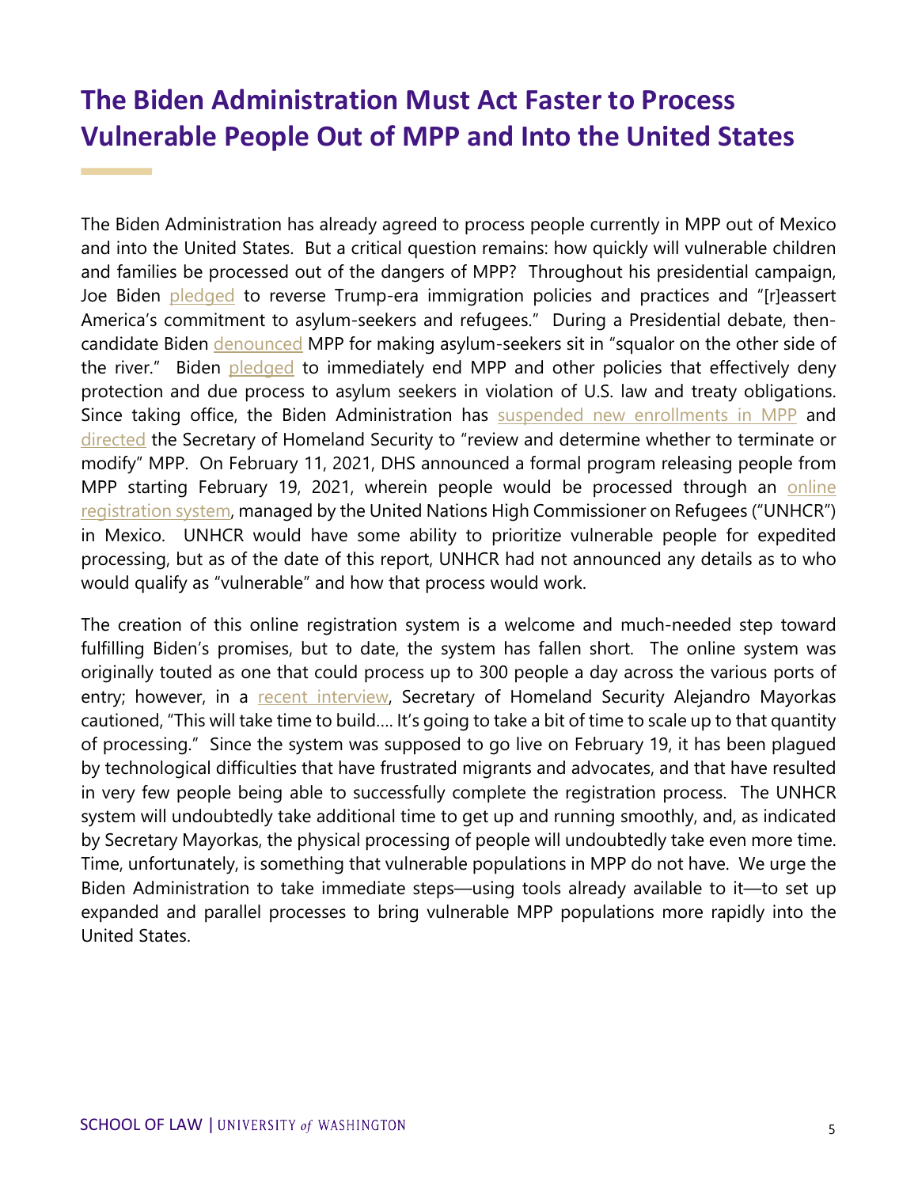# The Biden Administration Must Act Faster to Process Vulnerable People Out of MPP and Into the United States

The Biden Administration has already agreed to process people currently in MPP out of Mexico and into the United States. But a critical question remains: how quickly will vulnerable children and families be processed out of the dangers of MPP? Throughout his presidential campaign, Joe Biden pledged to reverse Trump-era immigration policies and practices and "[r]eassert America's commitment to asylum-seekers and refugees." During a Presidential debate, then-candidate Biden denounced MPP for making asylum-seekers sit in "squalor on the other side of the river." Biden pledged to immediately end MPP and other policies that effectively deny protection and due process to asylum seekers in violation of U.S. law and treaty obligations. Since taking office, the Biden Administration has suspended new enrollments in MPP and directed the Secretary of Homeland Security to "review and determine whether to terminate or modify" MPP. On February 11, 2021, DHS announced a formal program releasing people from MPP starting February 19, 2021, wherein people would be processed through an online registration system, managed by the United Nations High Commissioner on Refugees ("UNHCR") in Mexico. UNHCR would have some ability to prioritize vulnerable people for expedited processing, but as of the date of this report, UNHCR had not announced any details as to who would qualify as "vulnerable" and how that process would work.

The creation of this online registration system is a welcome and much-needed step toward fulfilling Biden's promises, but to date, the system has fallen short. The online system was originally touted as one that could process up to 300 people a day across the various ports of entry; however, in a recent interview, Secretary of Homeland Security Alejandro Mayorkas cautioned, "This will take time to build…. It's going to take a bit of time to scale up to that quantity of processing." Since the system was supposed to go live on February 19, it has been plagued by technological difficulties that have frustrated migrants and advocates, and that have resulted in very few people being able to successfully complete the registration process. The UNHCR system will undoubtedly take additional time to get up and running smoothly, and, as indicated by Secretary Mayorkas, the physical processing of people will undoubtedly take even more time. Time, unfortunately, is something that vulnerable populations in MPP do not have. We urge the Biden Administration to take immediate steps—using tools already available to it—to set up expanded and parallel processes to bring vulnerable MPP populations more rapidly into the United States.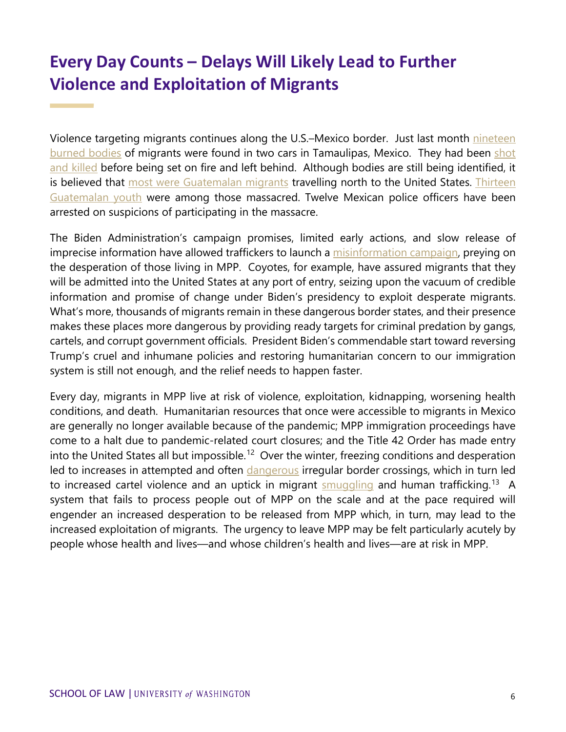# Every Day Counts – Delays Will Likely Lead to Further Violence and Exploitation of Migrants

Violence targeting migrants continues along the U.S.–Mexico border. Just last month nineteen burned bodies of migrants were found in two cars in Tamaulipas, Mexico. They had been shot and killed before being set on fire and left behind. Although bodies are still being identified, it is believed that most were Guatemalan migrants travelling north to the United States. Thirteen Guatemalan youth were among those massacred. Twelve Mexican police officers have been arrested on suspicions of participating in the massacre.

The Biden Administration's campaign promises, limited early actions, and slow release of imprecise information have allowed traffickers to launch a misinformation campaign, preying on the desperation of those living in MPP. Coyotes, for example, have assured migrants that they will be admitted into the United States at any port of entry, seizing upon the vacuum of credible information and promise of change under Biden's presidency to exploit desperate migrants. What's more, thousands of migrants remain in these dangerous border states, and their presence makes these places more dangerous by providing ready targets for criminal predation by gangs, cartels, and corrupt government officials. President Biden's commendable start toward reversing Trump's cruel and inhumane policies and restoring humanitarian concern to our immigration system is still not enough, and the relief needs to happen faster.

Every day, migrants in MPP live at risk of violence, exploitation, kidnapping, worsening health conditions, and death. Humanitarian resources that once were accessible to migrants in Mexico are generally no longer available because of the pandemic; MPP immigration proceedings have come to a halt due to pandemic-related court closures; and the Title 42 Order has made entry into the United States all but impossible.[12] Over the winter, freezing conditions and desperation led to increases in attempted and often dangerous irregular border crossings, which in turn led to increased cartel violence and an uptick in migrant smuggling and human trafficking.[13] A system that fails to process people out of MPP on the scale and at the pace required will engender an increased desperation to be released from MPP which, in turn, may lead to the increased exploitation of migrants. The urgency to leave MPP may be felt particularly acutely by people whose health and lives—and whose children's health and lives—are at risk in MPP.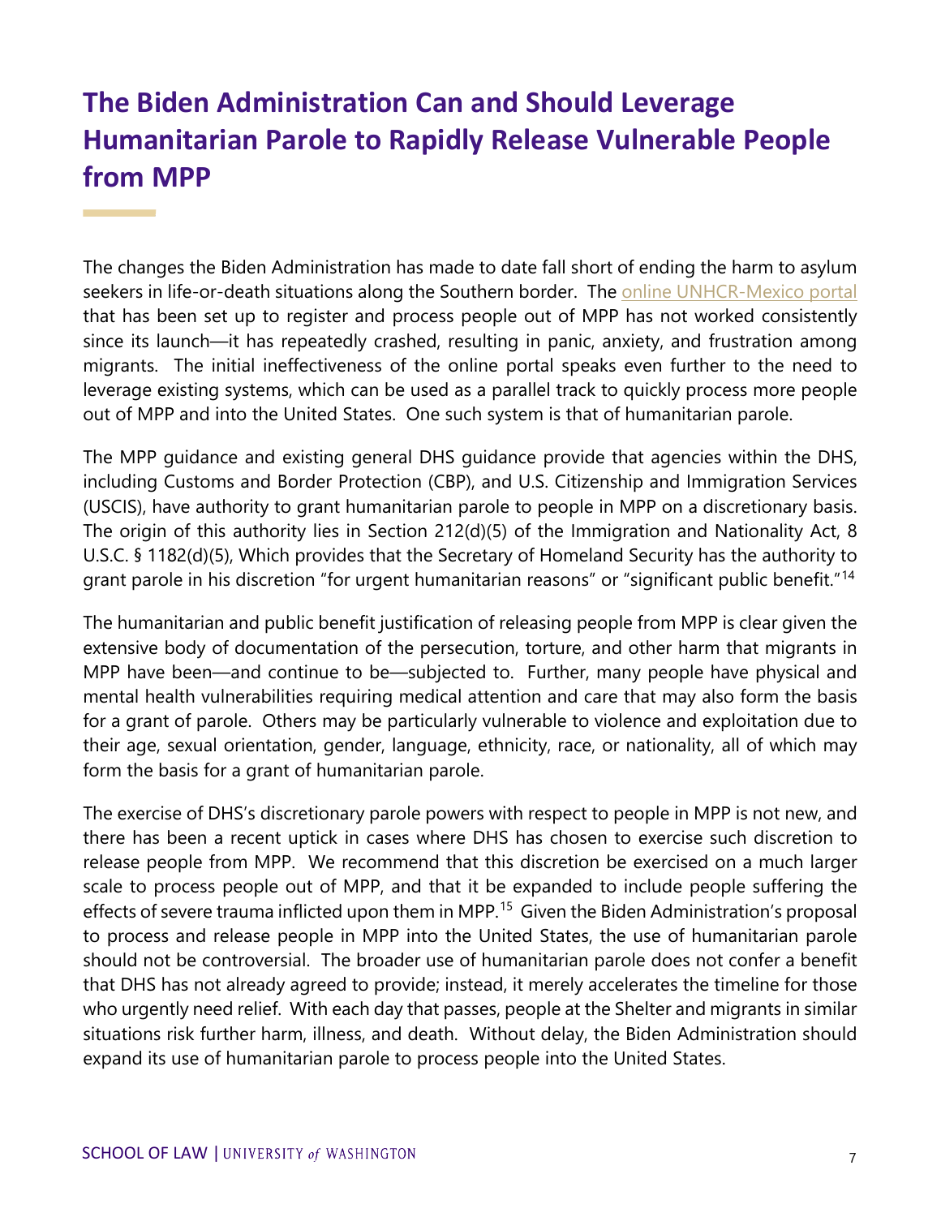# The Biden Administration Can and Should Leverage Humanitarian Parole to Rapidly Release Vulnerable People from MPP

The changes the Biden Administration has made to date fall short of ending the harm to asylum seekers in life-or-death situations along the Southern border. The online UNHCR-Mexico portal that has been set up to register and process people out of MPP has not worked consistently since its launch—it has repeatedly crashed, resulting in panic, anxiety, and frustration among migrants. The initial ineffectiveness of the online portal speaks even further to the need to leverage existing systems, which can be used as a parallel track to quickly process more people out of MPP and into the United States. One such system is that of humanitarian parole.

The MPP guidance and existing general DHS guidance provide that agencies within the DHS, including Customs and Border Protection (CBP), and U.S. Citizenship and Immigration Services (USCIS), have authority to grant humanitarian parole to people in MPP on a discretionary basis. The origin of this authority lies in Section 212(d)(5) of the Immigration and Nationality Act, 8 U.S.C. § 1182(d)(5), Which provides that the Secretary of Homeland Security has the authority to grant parole in his discretion "for urgent humanitarian reasons" or "significant public benefit."[14]

The humanitarian and public benefit justification of releasing people from MPP is clear given the extensive body of documentation of the persecution, torture, and other harm that migrants in MPP have been—and continue to be—subjected to. Further, many people have physical and mental health vulnerabilities requiring medical attention and care that may also form the basis for a grant of parole. Others may be particularly vulnerable to violence and exploitation due to their age, sexual orientation, gender, language, ethnicity, race, or nationality, all of which may form the basis for a grant of humanitarian parole.

The exercise of DHS's discretionary parole powers with respect to people in MPP is not new, and there has been a recent uptick in cases where DHS has chosen to exercise such discretion to release people from MPP. We recommend that this discretion be exercised on a much larger scale to process people out of MPP, and that it be expanded to include people suffering the effects of severe trauma inflicted upon them in MPP.[15] Given the Biden Administration's proposal to process and release people in MPP into the United States, the use of humanitarian parole should not be controversial. The broader use of humanitarian parole does not confer a benefit that DHS has not already agreed to provide; instead, it merely accelerates the timeline for those who urgently need relief. With each day that passes, people at the Shelter and migrants in similar situations risk further harm, illness, and death. Without delay, the Biden Administration should expand its use of humanitarian parole to process people into the United States.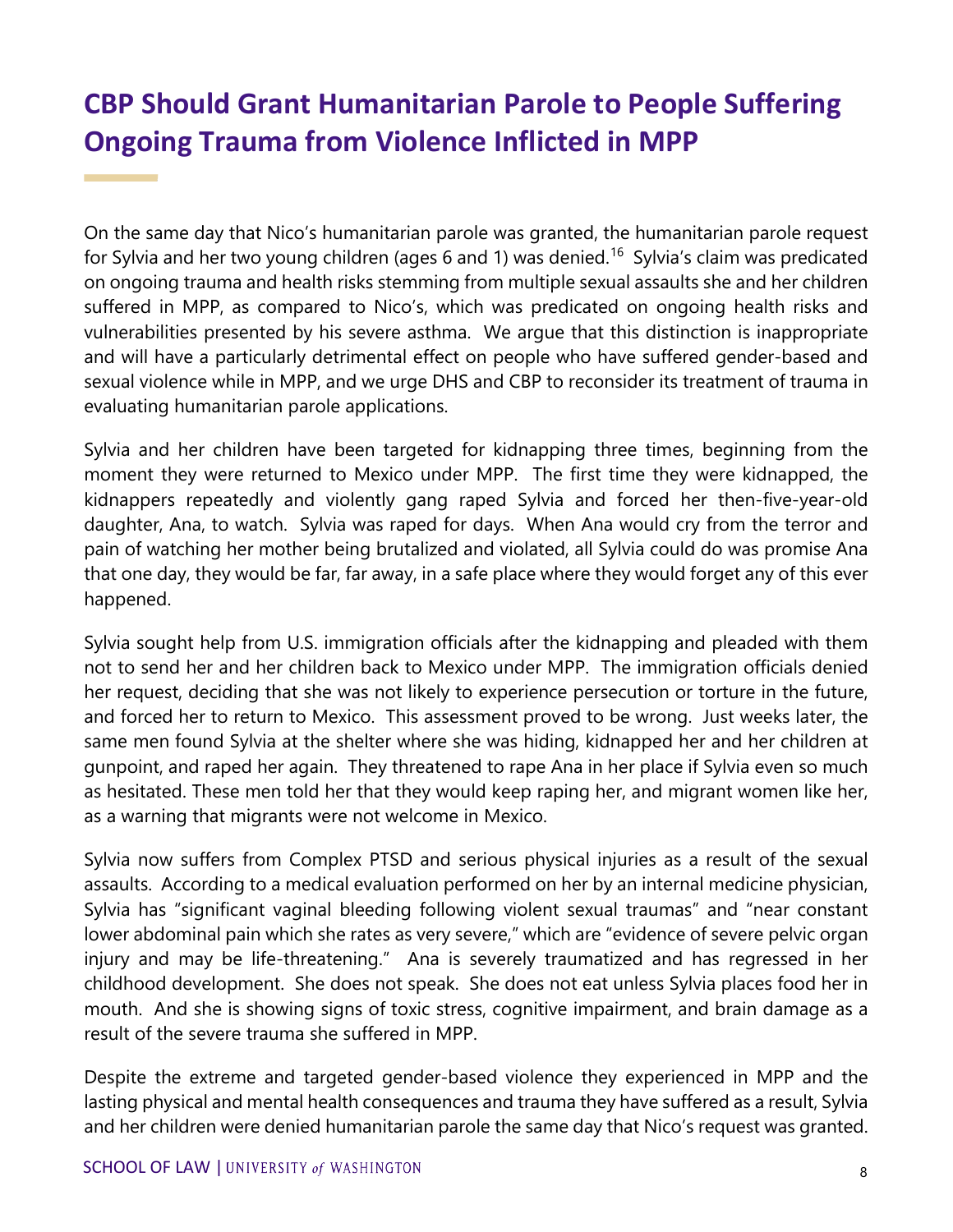## CBP Should Grant Humanitarian Parole to People Suffering Ongoing Trauma from Violence Inflicted in MPP

On the same day that Nico's humanitarian parole was granted, the humanitarian parole request for Sylvia and her two young children (ages 6 and 1) was denied.[16] Sylvia's claim was predicated on ongoing trauma and health risks stemming from multiple sexual assaults she and her children suffered in MPP, as compared to Nico's, which was predicated on ongoing health risks and vulnerabilities presented by his severe asthma. We argue that this distinction is inappropriate and will have a particularly detrimental effect on people who have suffered gender-based and sexual violence while in MPP, and we urge DHS and CBP to reconsider its treatment of trauma in evaluating humanitarian parole applications.

Sylvia and her children have been targeted for kidnapping three times, beginning from the moment they were returned to Mexico under MPP. The first time they were kidnapped, the kidnappers repeatedly and violently gang raped Sylvia and forced her then-five-year-old daughter, Ana, to watch. Sylvia was raped for days. When Ana would cry from the terror and pain of watching her mother being brutalized and violated, all Sylvia could do was promise Ana that one day, they would be far, far away, in a safe place where they would forget any of this ever happened.

Sylvia sought help from U.S. immigration officials after the kidnapping and pleaded with them not to send her and her children back to Mexico under MPP. The immigration officials denied her request, deciding that she was not likely to experience persecution or torture in the future, and forced her to return to Mexico. This assessment proved to be wrong. Just weeks later, the same men found Sylvia at the shelter where she was hiding, kidnapped her and her children at gunpoint, and raped her again. They threatened to rape Ana in her place if Sylvia even so much as hesitated. These men told her that they would keep raping her, and migrant women like her, as a warning that migrants were not welcome in Mexico.

Sylvia now suffers from Complex PTSD and serious physical injuries as a result of the sexual assaults. According to a medical evaluation performed on her by an internal medicine physician, Sylvia has "significant vaginal bleeding following violent sexual traumas" and "near constant lower abdominal pain which she rates as very severe," which are "evidence of severe pelvic organ injury and may be life-threatening." Ana is severely traumatized and has regressed in her childhood development. She does not speak. She does not eat unless Sylvia places food her in mouth. And she is showing signs of toxic stress, cognitive impairment, and brain damage as a result of the severe trauma she suffered in MPP.

Despite the extreme and targeted gender-based violence they experienced in MPP and the lasting physical and mental health consequences and trauma they have suffered as a result, Sylvia and her children were denied humanitarian parole the same day that Nico's request was granted.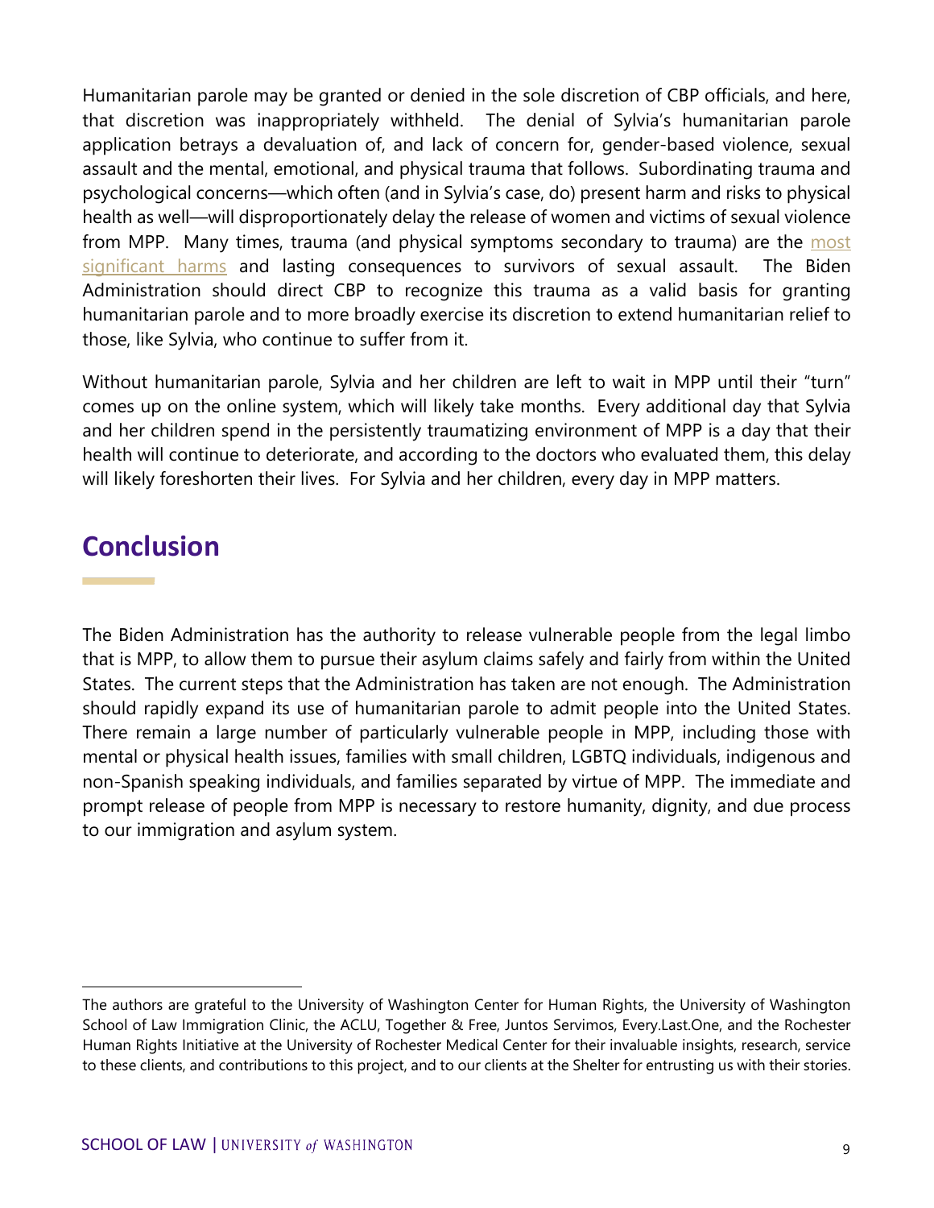Humanitarian parole may be granted or denied in the sole discretion of CBP officials, and here, that discretion was inappropriately withheld. The denial of Sylvia's humanitarian parole application betrays a devaluation of, and lack of concern for, gender-based violence, sexual assault and the mental, emotional, and physical trauma that follows. Subordinating trauma and psychological concerns—which often (and in Sylvia's case, do) present harm and risks to physical health as well—will disproportionately delay the release of women and victims of sexual violence from MPP. Many times, trauma (and physical symptoms secondary to trauma) are the most significant harms and lasting consequences to survivors of sexual assault. The Biden Administration should direct CBP to recognize this trauma as a valid basis for granting humanitarian parole and to more broadly exercise its discretion to extend humanitarian relief to those, like Sylvia, who continue to suffer from it.

Without humanitarian parole, Sylvia and her children are left to wait in MPP until their "turn" comes up on the online system, which will likely take months. Every additional day that Sylvia and her children spend in the persistently traumatizing environment of MPP is a day that their health will continue to deteriorate, and according to the doctors who evaluated them, this delay will likely foreshorten their lives. For Sylvia and her children, every day in MPP matters.

## Conclusion

The Biden Administration has the authority to release vulnerable people from the legal limbo that is MPP, to allow them to pursue their asylum claims safely and fairly from within the United States. The current steps that the Administration has taken are not enough. The Administration should rapidly expand its use of humanitarian parole to admit people into the United States. There remain a large number of particularly vulnerable people in MPP, including those with mental or physical health issues, families with small children, LGBTQ individuals, indigenous and non-Spanish speaking individuals, and families separated by virtue of MPP. The immediate and prompt release of people from MPP is necessary to restore humanity, dignity, and due process to our immigration and asylum system.

---

The authors are grateful to the University of Washington Center for Human Rights, the University of Washington School of Law Immigration Clinic, the ACLU, Together & Free, Juntos Servimos, Every.Last.One, and the Rochester Human Rights Initiative at the University of Rochester Medical Center for their invaluable insights, research, service to these clients, and contributions to this project, and to our clients at the Shelter for entrusting us with their stories.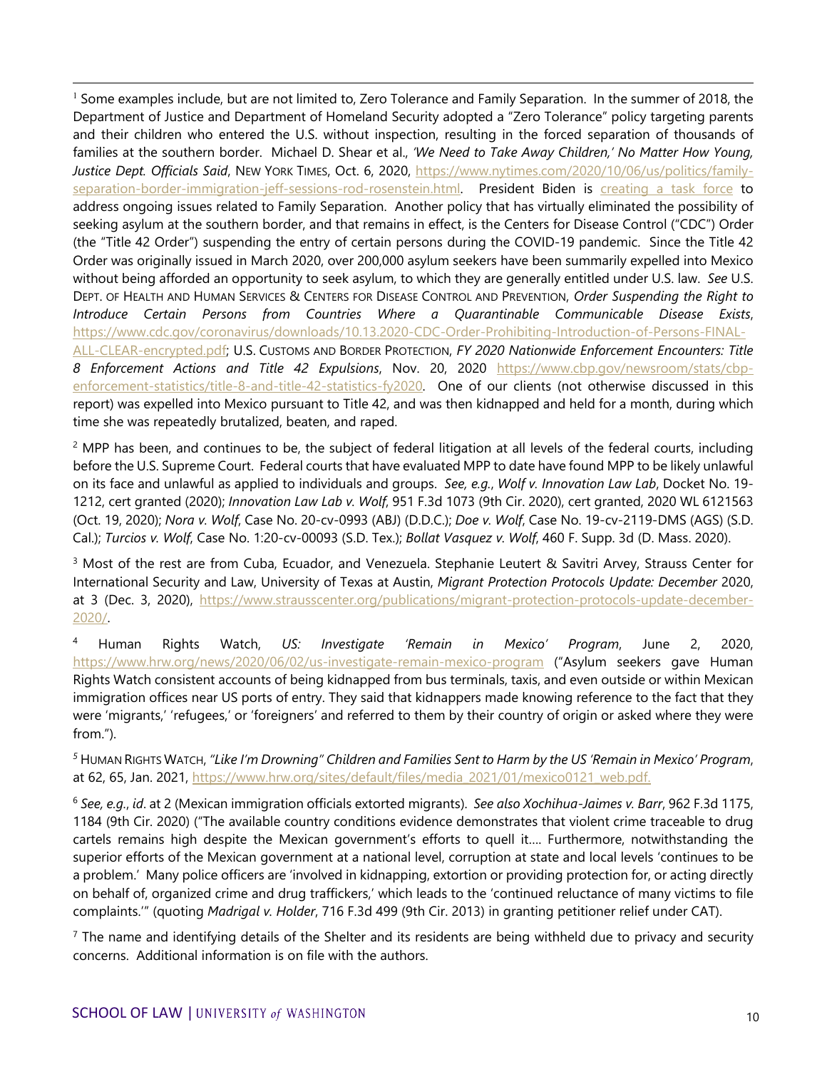[1] Some examples include, but are not limited to, Zero Tolerance and Family Separation. In the summer of 2018, the Department of Justice and Department of Homeland Security adopted a "Zero Tolerance" policy targeting parents and their children who entered the U.S. without inspection, resulting in the forced separation of thousands of families at the southern border. Michael D. Shear et al., *'We Need to Take Away Children,' No Matter How Young, Justice Dept. Officials Said*, NEW YORK TIMES, Oct. 6, 2020, https://www.nytimes.com/2020/10/06/us/politics/family-separation-border-immigration-jeff-sessions-rod-rosenstein.html. President Biden is creating a task force to address ongoing issues related to Family Separation. Another policy that has virtually eliminated the possibility of seeking asylum at the southern border, and that remains in effect, is the Centers for Disease Control ("CDC") Order (the "Title 42 Order") suspending the entry of certain persons during the COVID-19 pandemic. Since the Title 42 Order was originally issued in March 2020, over 200,000 asylum seekers have been summarily expelled into Mexico without being afforded an opportunity to seek asylum, to which they are generally entitled under U.S. law. *See* U.S. DEPT. OF HEALTH AND HUMAN SERVICES & CENTERS FOR DISEASE CONTROL AND PREVENTION, *Order Suspending the Right to Introduce Certain Persons from Countries Where a Quarantinable Communicable Disease Exists*, https://www.cdc.gov/coronavirus/downloads/10.13.2020-CDC-Order-Prohibiting-Introduction-of-Persons-FINAL-ALL-CLEAR-encrypted.pdf; U.S. CUSTOMS AND BORDER PROTECTION, *FY 2020 Nationwide Enforcement Encounters: Title 8 Enforcement Actions and Title 42 Expulsions*, Nov. 20, 2020 https://www.cbp.gov/newsroom/stats/cbp-enforcement-statistics/title-8-and-title-42-statistics-fy2020. One of our clients (not otherwise discussed in this report) was expelled into Mexico pursuant to Title 42, and was then kidnapped and held for a month, during which time she was repeatedly brutalized, beaten, and raped.

[2] MPP has been, and continues to be, the subject of federal litigation at all levels of the federal courts, including before the U.S. Supreme Court. Federal courts that have evaluated MPP to date have found MPP to be likely unlawful on its face and unlawful as applied to individuals and groups. *See, e.g.*, *Wolf v. Innovation Law Lab*, Docket No. 19-1212, cert granted (2020); *Innovation Law Lab v. Wolf*, 951 F.3d 1073 (9th Cir. 2020), cert granted, 2020 WL 6121563 (Oct. 19, 2020); *Nora v. Wolf*, Case No. 20-cv-0993 (ABJ) (D.D.C.); *Doe v. Wolf*, Case No. 19-cv-2119-DMS (AGS) (S.D. Cal.); *Turcios v. Wolf*, Case No. 1:20-cv-00093 (S.D. Tex.); *Bollat Vasquez v. Wolf*, 460 F. Supp. 3d (D. Mass. 2020).

[3] Most of the rest are from Cuba, Ecuador, and Venezuela. Stephanie Leutert & Savitri Arvey, Strauss Center for International Security and Law, University of Texas at Austin, *Migrant Protection Protocols Update: December* 2020, at 3 (Dec. 3, 2020), https://www.strausscenter.org/publications/migrant-protection-protocols-update-december-2020/.

[4] Human Rights Watch, *US: Investigate 'Remain in Mexico' Program*, June 2, 2020, https://www.hrw.org/news/2020/06/02/us-investigate-remain-mexico-program ("Asylum seekers gave Human Rights Watch consistent accounts of being kidnapped from bus terminals, taxis, and even outside or within Mexican immigration offices near US ports of entry. They said that kidnappers made knowing reference to the fact that they were 'migrants,' 'refugees,' or 'foreigners' and referred to them by their country of origin or asked where they were from.").

[5] HUMAN RIGHTS WATCH, *"Like I'm Drowning" Children and Families Sent to Harm by the US 'Remain in Mexico' Program*, at 62, 65, Jan. 2021, https://www.hrw.org/sites/default/files/media_2021/01/mexico0121_web.pdf.

[6] *See, e.g.*, *id*. at 2 (Mexican immigration officials extorted migrants). *See also Xochihua-Jaimes v. Barr*, 962 F.3d 1175, 1184 (9th Cir. 2020) ("The available country conditions evidence demonstrates that violent crime traceable to drug cartels remains high despite the Mexican government's efforts to quell it.... Furthermore, notwithstanding the superior efforts of the Mexican government at a national level, corruption at state and local levels 'continues to be a problem.' Many police officers are 'involved in kidnapping, extortion or providing protection for, or acting directly on behalf of, organized crime and drug traffickers,' which leads to the 'continued reluctance of many victims to file complaints.'" (quoting *Madrigal v. Holder*, 716 F.3d 499 (9th Cir. 2013) in granting petitioner relief under CAT).

[7] The name and identifying details of the Shelter and its residents are being withheld due to privacy and security concerns. Additional information is on file with the authors.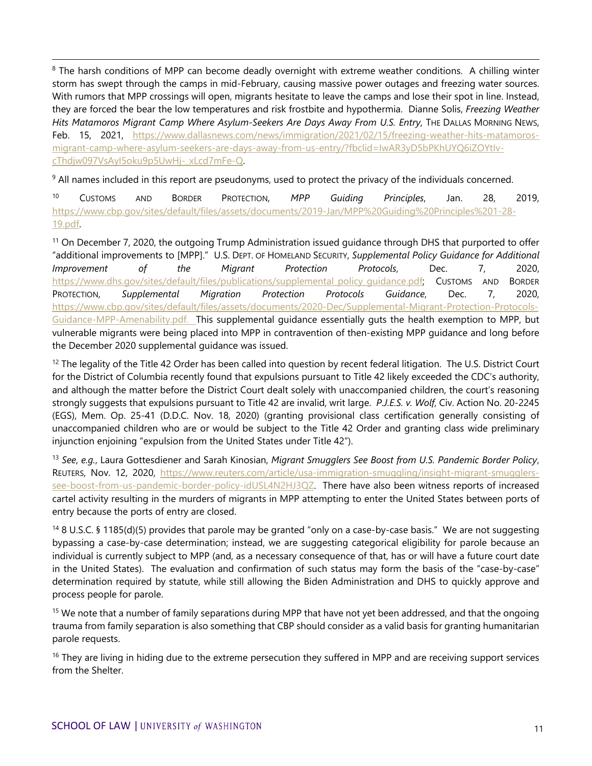[8] The harsh conditions of MPP can become deadly overnight with extreme weather conditions. A chilling winter storm has swept through the camps in mid-February, causing massive power outages and freezing water sources. With rumors that MPP crossings will open, migrants hesitate to leave the camps and lose their spot in line. Instead, they are forced the bear the low temperatures and risk frostbite and hypothermia. Dianne Solis, *Freezing Weather Hits Matamoros Migrant Camp Where Asylum-Seekers Are Days Away From U.S. Entry*, THE DALLAS MORNING NEWS, Feb. 15, 2021, https://www.dallasnews.com/news/immigration/2021/02/15/freezing-weather-hits-matamoros-migrant-camp-where-asylum-seekers-are-days-away-from-us-entry/?fbclid=IwAR3yD5bPKhUYQ6iZOYtIv-cThdjw097VsAyI5oku9p5UwHj-_xLcd7mFe-Q.

[9] All names included in this report are pseudonyms, used to protect the privacy of the individuals concerned.

[10] CUSTOMS AND BORDER PROTECTION, *MPP Guiding Principles*, Jan. 28, 2019, https://www.cbp.gov/sites/default/files/assets/documents/2019-Jan/MPP%20Guiding%20Principles%201-28-19.pdf.

[11] On December 7, 2020, the outgoing Trump Administration issued guidance through DHS that purported to offer "additional improvements to [MPP]." U.S. DEPT. OF HOMELAND SECURITY, *Supplemental Policy Guidance for Additional Improvement of the Migrant Protection Protocols*, Dec. 7, 2020, https://www.dhs.gov/sites/default/files/publications/supplemental_policy_guidance.pdf; CUSTOMS AND BORDER PROTECTION, *Supplemental Migration Protection Protocols Guidance*, Dec. 7, 2020, https://www.cbp.gov/sites/default/files/assets/documents/2020-Dec/Supplemental-Migrant-Protection-Protocols-Guidance-MPP-Amenability.pdf. This supplemental guidance essentially guts the health exemption to MPP, but vulnerable migrants were being placed into MPP in contravention of then-existing MPP guidance and long before the December 2020 supplemental guidance was issued.

[12] The legality of the Title 42 Order has been called into question by recent federal litigation. The U.S. District Court for the District of Columbia recently found that expulsions pursuant to Title 42 likely exceeded the CDC's authority, and although the matter before the District Court dealt solely with unaccompanied children, the court's reasoning strongly suggests that expulsions pursuant to Title 42 are invalid, writ large. *P.J.E.S. v. Wolf*, Civ. Action No. 20-2245 (EGS), Mem. Op. 25-41 (D.D.C. Nov. 18, 2020) (granting provisional class certification generally consisting of unaccompanied children who are or would be subject to the Title 42 Order and granting class wide preliminary injunction enjoining "expulsion from the United States under Title 42").

[13] *See*, *e.g.*, Laura Gottesdiener and Sarah Kinosian, *Migrant Smugglers See Boost from U.S. Pandemic Border Policy*, REUTERS, Nov. 12, 2020, https://www.reuters.com/article/usa-immigration-smuggling/insight-migrant-smugglers-see-boost-from-us-pandemic-border-policy-idUSL4N2HJ3QZ. There have also been witness reports of increased cartel activity resulting in the murders of migrants in MPP attempting to enter the United States between ports of entry because the ports of entry are closed.

[14] 8 U.S.C. § 1185(d)(5) provides that parole may be granted "only on a case-by-case basis." We are not suggesting bypassing a case-by-case determination; instead, we are suggesting categorical eligibility for parole because an individual is currently subject to MPP (and, as a necessary consequence of that, has or will have a future court date in the United States). The evaluation and confirmation of such status may form the basis of the "case-by-case" determination required by statute, while still allowing the Biden Administration and DHS to quickly approve and process people for parole.

[15] We note that a number of family separations during MPP that have not yet been addressed, and that the ongoing trauma from family separation is also something that CBP should consider as a valid basis for granting humanitarian parole requests.

[16] They are living in hiding due to the extreme persecution they suffered in MPP and are receiving support services from the Shelter.